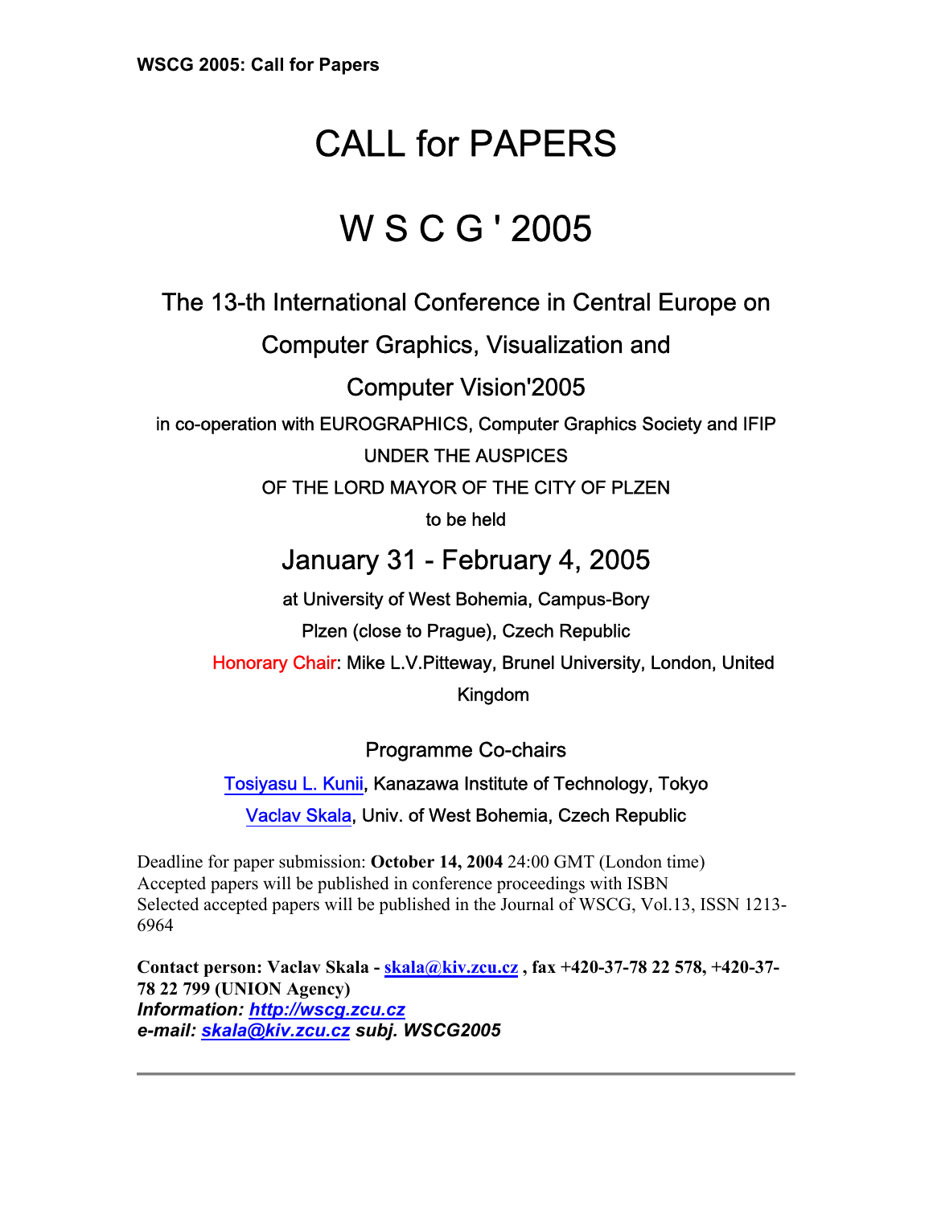# CALL for PAPERS

# W S C G ' 2005

## The 13-th International Conference in Central Europe on Computer Graphics, Visualization and Computer Vision'2005

in co-operation with EUROGRAPHICS, Computer Graphics Society and IFIP

UNDER THE AUSPICES

OF THE LORD MAYOR OF THE CITY OF PLZEN

to be held

## January 31 - February 4, 2005

at University of West Bohemia, Campus-Bory

Plzen (close to Prague), Czech Republic

Honorary Chair: Mike L.V.Pitteway, Brunel University, London, United Kingdom

### Programme Co-chairs

[Tosiyasu L. Kunii](), Kanazawa Institute of Technology, Tokyo

[Vaclav Skala](), Univ. of West Bohemia, Czech Republic

Deadline for paper submission: **October 14, 2004** 24:00 GMT (London time)
Accepted papers will be published in conference proceedings with ISBN
Selected accepted papers will be published in the Journal of WSCG, Vol.13, ISSN 1213-6964

**Contact person: Vaclav Skala - [skala@kiv.zcu.cz](mailto:skala@kiv.zcu.cz) , fax +420-37-78 22 578, +420-37-78 22 799 (UNION Agency)**
***Information: [http://wscg.zcu.cz](http://wscg.zcu.cz)***
***e-mail: [skala@kiv.zcu.cz](mailto:skala@kiv.zcu.cz) subj. WSCG2005***

---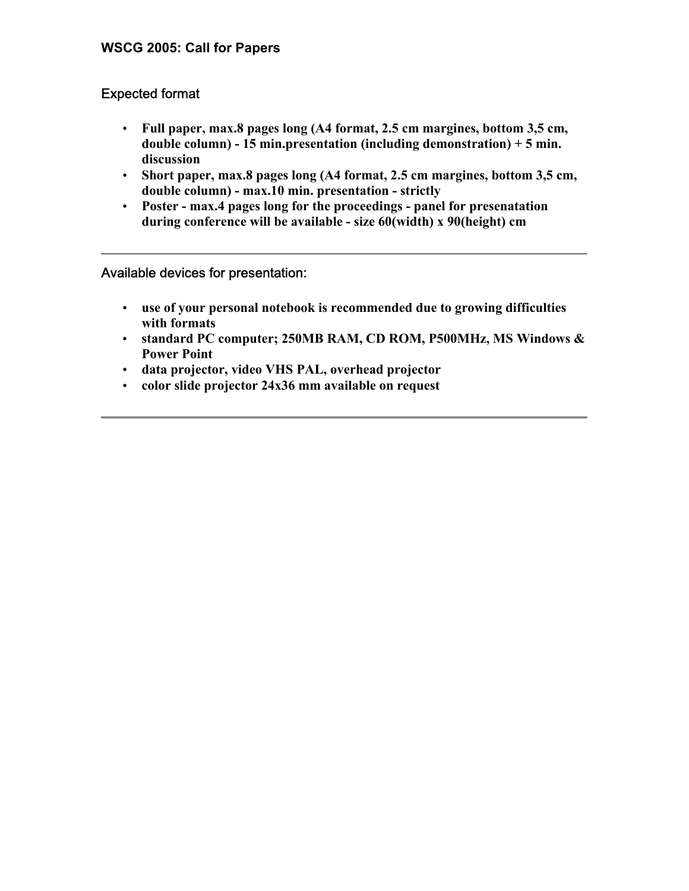**WSCG 2005: Call for Papers**

## Expected format

- **Full paper, max.8 pages long (A4 format, 2.5 cm margines, bottom 3,5 cm, double column) - 15 min.presentation (including demonstration) + 5 min. discussion**
- **Short paper, max.8 pages long (A4 format, 2.5 cm margines, bottom 3,5 cm, double column) - max.10 min. presentation - strictly**
- **Poster - max.4 pages long for the proceedings - panel for presenatation during conference will be available - size 60(width) x 90(height) cm**

---

## Available devices for presentation:

- **use of your personal notebook is recommended due to growing difficulties with formats**
- **standard PC computer; 250MB RAM, CD ROM, P500MHz, MS Windows & Power Point**
- **data projector, video VHS PAL, overhead projector**
- **color slide projector 24x36 mm available on request**

---